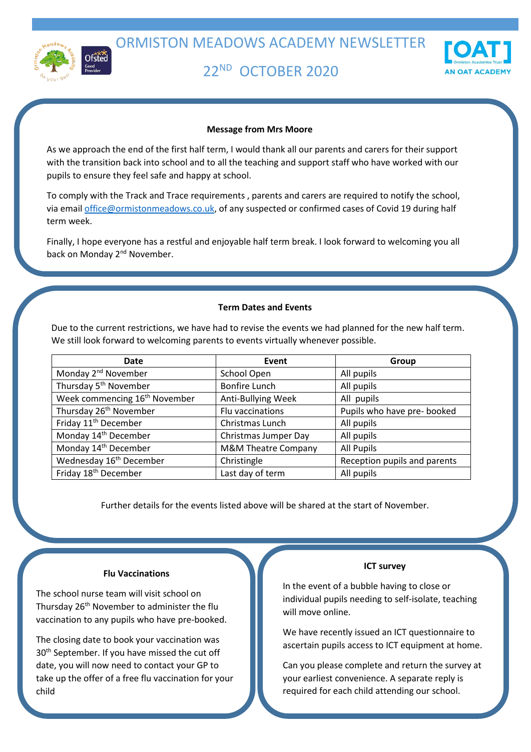# ORMISTON MEADOWS ACADEMY NEWSLETTER

## 22ND OCTOBER 2020

**Message from Mrs Moore**

As we approach the end of the first half term, I would thank all our parents and carers for their support with the transition back into school and to all the teaching and support staff who have worked with our pupils to ensure they feel safe and happy at school.

To comply with the Track and Trace requirements , parents and carers are required to notify the school, via email office@ormistonmeadows.co.uk, of any suspected or confirmed cases of Covid 19 during half term week.

Finally, I hope everyone has a restful and enjoyable half term break. I look forward to welcoming you all back on Monday 2nd November.

**Term Dates and Events**

Due to the current restrictions, we have had to revise the events we had planned for the new half term. We still look forward to welcoming parents to events virtually whenever possible.

| Date | Event | Group |
|---|---|---|
| Monday 2nd November | School Open | All pupils |
| Thursday 5th November | Bonfire Lunch | All pupils |
| Week commencing 16th November | Anti-Bullying Week | All pupils |
| Thursday 26th November | Flu vaccinations | Pupils who have pre- booked |
| Friday 11th December | Christmas Lunch | All pupils |
| Monday 14th December | Christmas Jumper Day | All pupils |
| Monday 14th December | M&M Theatre Company | All Pupils |
| Wednesday 16th December | Christingle | Reception pupils and parents |
| Friday 18th December | Last day of term | All pupils |

Further details for the events listed above will be shared at the start of November.

**Flu Vaccinations**

The school nurse team will visit school on Thursday 26th November to administer the flu vaccination to any pupils who have pre-booked.

The closing date to book your vaccination was 30th September. If you have missed the cut off date, you will now need to contact your GP to take up the offer of a free flu vaccination for your child

**ICT survey**

In the event of a bubble having to close or individual pupils needing to self-isolate, teaching will move online.

We have recently issued an ICT questionnaire to ascertain pupils access to ICT equipment at home.

Can you please complete and return the survey at your earliest convenience. A separate reply is required for each child attending our school.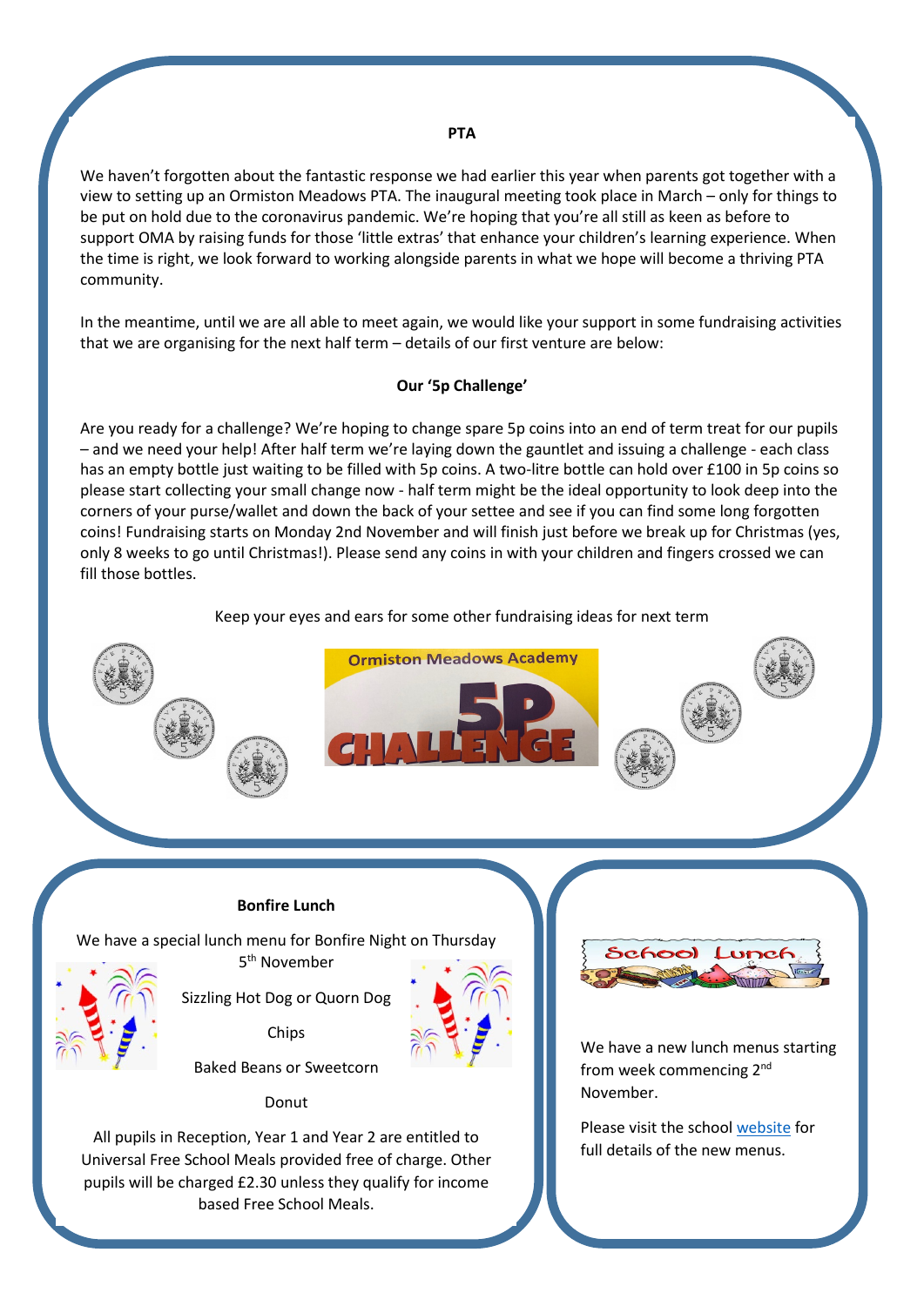## PTA

We haven't forgotten about the fantastic response we had earlier this year when parents got together with a view to setting up an Ormiston Meadows PTA. The inaugural meeting took place in March – only for things to be put on hold due to the coronavirus pandemic. We're hoping that you're all still as keen as before to support OMA by raising funds for those 'little extras' that enhance your children's learning experience. When the time is right, we look forward to working alongside parents in what we hope will become a thriving PTA community.

In the meantime, until we are all able to meet again, we would like your support in some fundraising activities that we are organising for the next half term – details of our first venture are below:

### Our '5p Challenge'

Are you ready for a challenge? We're hoping to change spare 5p coins into an end of term treat for our pupils – and we need your help! After half term we're laying down the gauntlet and issuing a challenge - each class has an empty bottle just waiting to be filled with 5p coins. A two-litre bottle can hold over £100 in 5p coins so please start collecting your small change now - half term might be the ideal opportunity to look deep into the corners of your purse/wallet and down the back of your settee and see if you can find some long forgotten coins! Fundraising starts on Monday 2nd November and will finish just before we break up for Christmas (yes, only 8 weeks to go until Christmas!). Please send any coins in with your children and fingers crossed we can fill those bottles.

Keep your eyes and ears for some other fundraising ideas for next term

Ormiston Meadows Academy

5P CHALLENGE

### Bonfire Lunch

We have a special lunch menu for Bonfire Night on Thursday 5th November

Sizzling Hot Dog or Quorn Dog

Chips

Baked Beans or Sweetcorn

Donut

All pupils in Reception, Year 1 and Year 2 are entitled to Universal Free School Meals provided free of charge. Other pupils will be charged £2.30 unless they qualify for income based Free School Meals.

### School Lunch

We have a new lunch menus starting from week commencing 2nd November.

Please visit the school website for full details of the new menus.